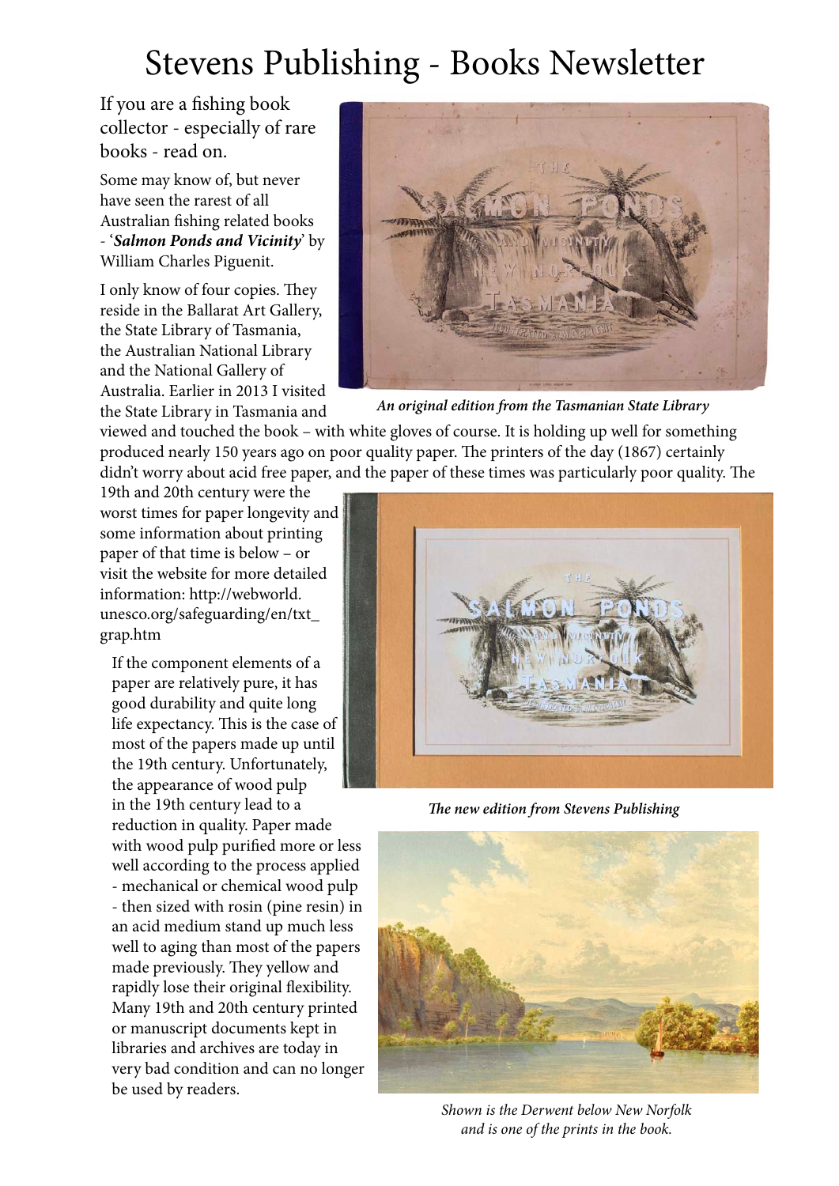# Stevens Publishing - Books Newsletter

If you are a fishing book collector - especially of rare books - read on.

Some may know of, but never have seen the rarest of all Australian fishing related books - '***Salmon Ponds and Vicinity***' by William Charles Piguenit.

I only know of four copies. They reside in the Ballarat Art Gallery, the State Library of Tasmania, the Australian National Library and the National Gallery of Australia. Earlier in 2013 I visited the State Library in Tasmania and viewed and touched the book – with white gloves of course. It is holding up well for something produced nearly 150 years ago on poor quality paper. The printers of the day (1867) certainly didn't worry about acid free paper, and the paper of these times was particularly poor quality. The 19th and 20th century were the worst times for paper longevity and some information about printing paper of that time is below – or visit the website for more detailed information: http://webworld.unesco.org/safeguarding/en/txt_grap.htm

***An original edition from the Tasmanian State Library***

> If the component elements of a paper are relatively pure, it has good durability and quite long life expectancy. This is the case of most of the papers made up until the 19th century. Unfortunately, the appearance of wood pulp in the 19th century lead to a reduction in quality. Paper made with wood pulp purified more or less well according to the process applied - mechanical or chemical wood pulp - then sized with rosin (pine resin) in an acid medium stand up much less well to aging than most of the papers made previously. They yellow and rapidly lose their original flexibility. Many 19th and 20th century printed or manuscript documents kept in libraries and archives are today in very bad condition and can no longer be used by readers.

***The new edition from Stevens Publishing***

*Shown is the Derwent below New Norfolk and is one of the prints in the book.*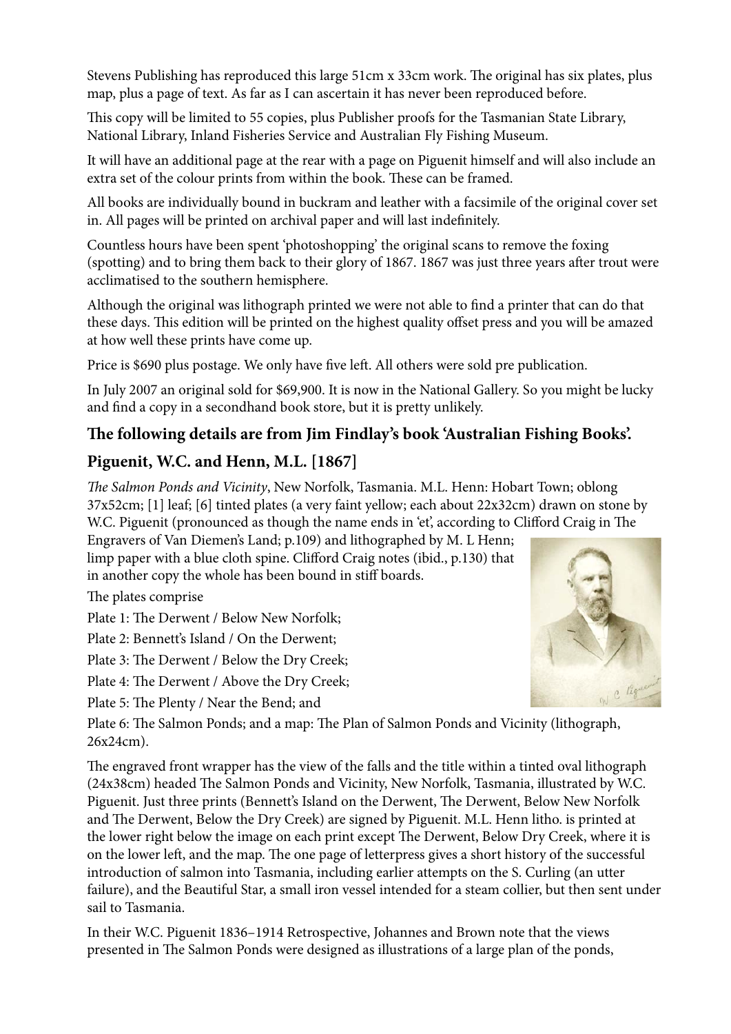Stevens Publishing has reproduced this large 51cm x 33cm work. The original has six plates, plus map, plus a page of text. As far as I can ascertain it has never been reproduced before.

This copy will be limited to 55 copies, plus Publisher proofs for the Tasmanian State Library, National Library, Inland Fisheries Service and Australian Fly Fishing Museum.

It will have an additional page at the rear with a page on Piguenit himself and will also include an extra set of the colour prints from within the book. These can be framed.

All books are individually bound in buckram and leather with a facsimile of the original cover set in. All pages will be printed on archival paper and will last indefinitely.

Countless hours have been spent 'photoshopping' the original scans to remove the foxing (spotting) and to bring them back to their glory of 1867. 1867 was just three years after trout were acclimatised to the southern hemisphere.

Although the original was lithograph printed we were not able to find a printer that can do that these days. This edition will be printed on the highest quality offset press and you will be amazed at how well these prints have come up.

Price is $690 plus postage. We only have five left. All others were sold pre publication.

In July 2007 an original sold for $69,900. It is now in the National Gallery. So you might be lucky and find a copy in a secondhand book store, but it is pretty unlikely.

## The following details are from Jim Findlay's book 'Australian Fishing Books'.

## Piguenit, W.C. and Henn, M.L. [1867]

*The Salmon Ponds and Vicinity*, New Norfolk, Tasmania. M.L. Henn: Hobart Town; oblong 37x52cm; [1] leaf; [6] tinted plates (a very faint yellow; each about 22x32cm) drawn on stone by W.C. Piguenit (pronounced as though the name ends in 'et', according to Clifford Craig in The Engravers of Van Diemen's Land; p.109) and lithographed by M. L Henn; limp paper with a blue cloth spine. Clifford Craig notes (ibid., p.130) that in another copy the whole has been bound in stiff boards.

The plates comprise

Plate 1: The Derwent / Below New Norfolk;

Plate 2: Bennett's Island / On the Derwent;

Plate 3: The Derwent / Below the Dry Creek;

Plate 4: The Derwent / Above the Dry Creek;

Plate 5: The Plenty / Near the Bend; and

Plate 6: The Salmon Ponds; and a map: The Plan of Salmon Ponds and Vicinity (lithograph, 26x24cm).

The engraved front wrapper has the view of the falls and the title within a tinted oval lithograph (24x38cm) headed The Salmon Ponds and Vicinity, New Norfolk, Tasmania, illustrated by W.C. Piguenit. Just three prints (Bennett's Island on the Derwent, The Derwent, Below New Norfolk and The Derwent, Below the Dry Creek) are signed by Piguenit. M.L. Henn litho. is printed at the lower right below the image on each print except The Derwent, Below Dry Creek, where it is on the lower left, and the map. The one page of letterpress gives a short history of the successful introduction of salmon into Tasmania, including earlier attempts on the S. Curling (an utter failure), and the Beautiful Star, a small iron vessel intended for a steam collier, but then sent under sail to Tasmania.

In their W.C. Piguenit 1836–1914 Retrospective, Johannes and Brown note that the views presented in The Salmon Ponds were designed as illustrations of a large plan of the ponds,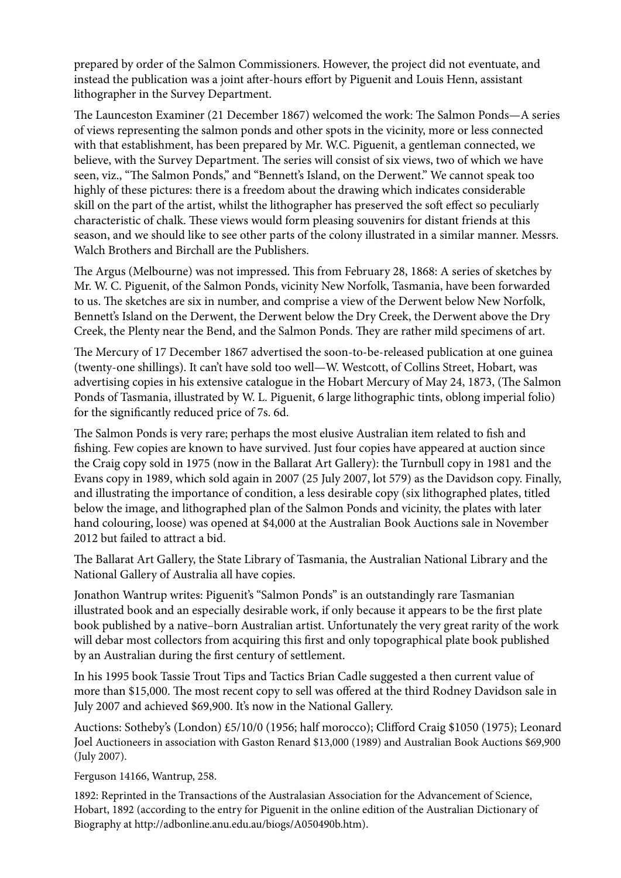prepared by order of the Salmon Commissioners. However, the project did not eventuate, and instead the publication was a joint after-hours effort by Piguenit and Louis Henn, assistant lithographer in the Survey Department.

The Launceston Examiner (21 December 1867) welcomed the work: The Salmon Ponds—A series of views representing the salmon ponds and other spots in the vicinity, more or less connected with that establishment, has been prepared by Mr. W.C. Piguenit, a gentleman connected, we believe, with the Survey Department. The series will consist of six views, two of which we have seen, viz., "The Salmon Ponds," and "Bennett's Island, on the Derwent." We cannot speak too highly of these pictures: there is a freedom about the drawing which indicates considerable skill on the part of the artist, whilst the lithographer has preserved the soft effect so peculiarly characteristic of chalk. These views would form pleasing souvenirs for distant friends at this season, and we should like to see other parts of the colony illustrated in a similar manner. Messrs. Walch Brothers and Birchall are the Publishers.

The Argus (Melbourne) was not impressed. This from February 28, 1868: A series of sketches by Mr. W. C. Piguenit, of the Salmon Ponds, vicinity New Norfolk, Tasmania, have been forwarded to us. The sketches are six in number, and comprise a view of the Derwent below New Norfolk, Bennett's Island on the Derwent, the Derwent below the Dry Creek, the Derwent above the Dry Creek, the Plenty near the Bend, and the Salmon Ponds. They are rather mild specimens of art.

The Mercury of 17 December 1867 advertised the soon-to-be-released publication at one guinea (twenty-one shillings). It can't have sold too well—W. Westcott, of Collins Street, Hobart, was advertising copies in his extensive catalogue in the Hobart Mercury of May 24, 1873, (The Salmon Ponds of Tasmania, illustrated by W. L. Piguenit, 6 large lithographic tints, oblong imperial folio) for the significantly reduced price of 7s. 6d.

The Salmon Ponds is very rare; perhaps the most elusive Australian item related to fish and fishing. Few copies are known to have survived. Just four copies have appeared at auction since the Craig copy sold in 1975 (now in the Ballarat Art Gallery): the Turnbull copy in 1981 and the Evans copy in 1989, which sold again in 2007 (25 July 2007, lot 579) as the Davidson copy. Finally, and illustrating the importance of condition, a less desirable copy (six lithographed plates, titled below the image, and lithographed plan of the Salmon Ponds and vicinity, the plates with later hand colouring, loose) was opened at $4,000 at the Australian Book Auctions sale in November 2012 but failed to attract a bid.

The Ballarat Art Gallery, the State Library of Tasmania, the Australian National Library and the National Gallery of Australia all have copies.

Jonathon Wantrup writes: Piguenit's "Salmon Ponds" is an outstandingly rare Tasmanian illustrated book and an especially desirable work, if only because it appears to be the first plate book published by a native–born Australian artist. Unfortunately the very great rarity of the work will debar most collectors from acquiring this first and only topographical plate book published by an Australian during the first century of settlement.

In his 1995 book Tassie Trout Tips and Tactics Brian Cadle suggested a then current value of more than $15,000. The most recent copy to sell was offered at the third Rodney Davidson sale in July 2007 and achieved $69,900. It's now in the National Gallery.

Auctions: Sotheby's (London) £5/10/0 (1956; half morocco); Clifford Craig $1050 (1975); Leonard Joel Auctioneers in association with Gaston Renard $13,000 (1989) and Australian Book Auctions $69,900 (July 2007).

Ferguson 14166, Wantrup, 258.

1892: Reprinted in the Transactions of the Australasian Association for the Advancement of Science, Hobart, 1892 (according to the entry for Piguenit in the online edition of the Australian Dictionary of Biography at http://adbonline.anu.edu.au/biogs/A050490b.htm).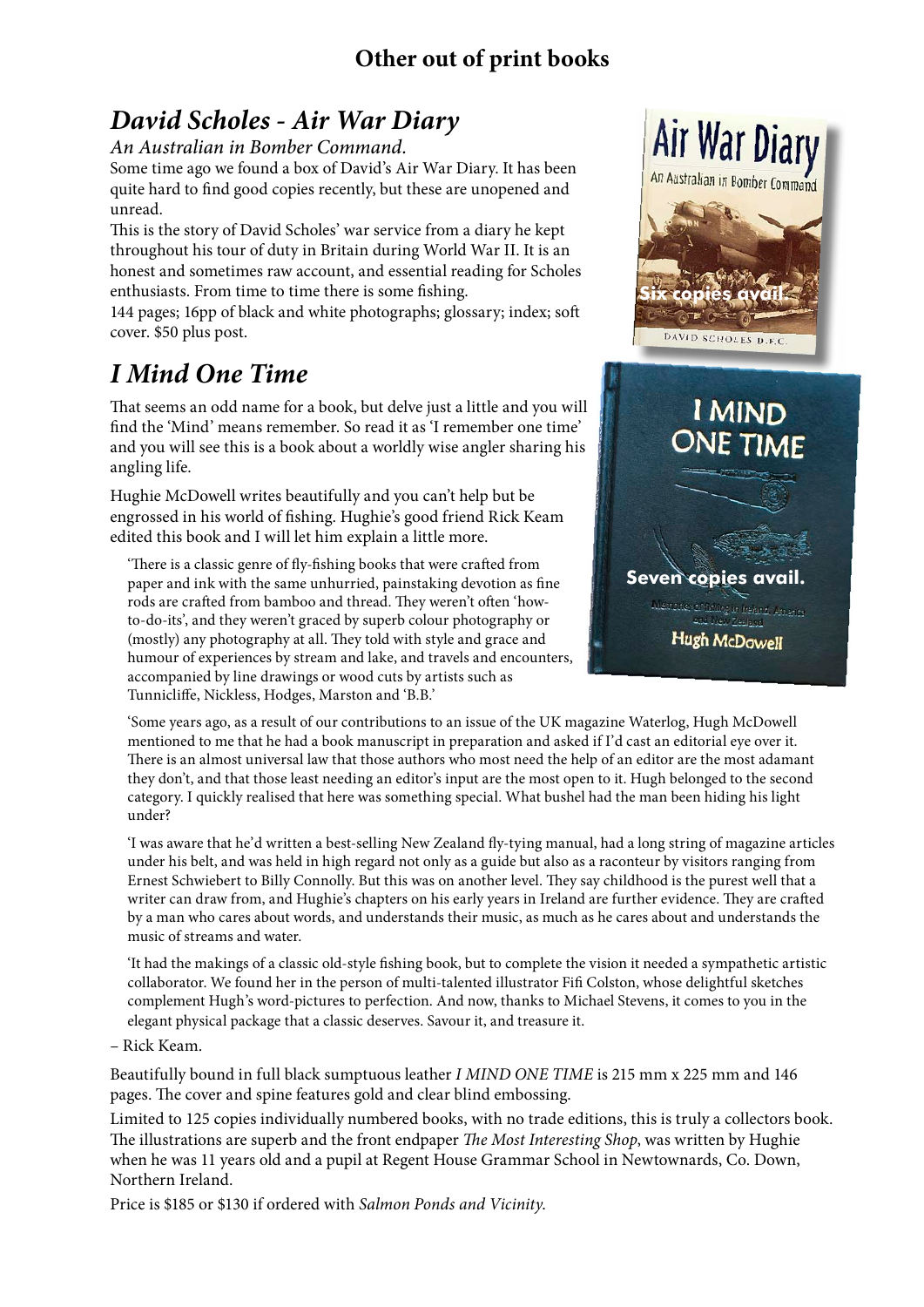## Other out of print books

## *David Scholes - Air War Diary*

*An Australian in Bomber Command.*

Some time ago we found a box of David's Air War Diary. It has been quite hard to find good copies recently, but these are unopened and unread.

This is the story of David Scholes' war service from a diary he kept throughout his tour of duty in Britain during World War II. It is an honest and sometimes raw account, and essential reading for Scholes enthusiasts. From time to time there is some fishing.

144 pages; 16pp of black and white photographs; glossary; index; soft cover. $50 plus post.

Six copies avail.

## *I Mind One Time*

That seems an odd name for a book, but delve just a little and you will find the 'Mind' means remember. So read it as 'I remember one time' and you will see this is a book about a worldly wise angler sharing his angling life.

Hughie McDowell writes beautifully and you can't help but be engrossed in his world of fishing. Hughie's good friend Rick Keam edited this book and I will let him explain a little more.

Seven copies avail.

> 'There is a classic genre of fly-fishing books that were crafted from paper and ink with the same unhurried, painstaking devotion as fine rods are crafted from bamboo and thread. They weren't often 'how-to-do-its', and they weren't graced by superb colour photography or (mostly) any photography at all. They told with style and grace and humour of experiences by stream and lake, and travels and encounters, accompanied by line drawings or wood cuts by artists such as Tunnicliffe, Nickless, Hodges, Marston and 'B.B.'
>
> 'Some years ago, as a result of our contributions to an issue of the UK magazine Waterlog, Hugh McDowell mentioned to me that he had a book manuscript in preparation and asked if I'd cast an editorial eye over it. There is an almost universal law that those authors who most need the help of an editor are the most adamant they don't, and that those least needing an editor's input are the most open to it. Hugh belonged to the second category. I quickly realised that here was something special. What bushel had the man been hiding his light under?
>
> 'I was aware that he'd written a best-selling New Zealand fly-tying manual, had a long string of magazine articles under his belt, and was held in high regard not only as a guide but also as a raconteur by visitors ranging from Ernest Schwiebert to Billy Connolly. But this was on another level. They say childhood is the purest well that a writer can draw from, and Hughie's chapters on his early years in Ireland are further evidence. They are crafted by a man who cares about words, and understands their music, as much as he cares about and understands the music of streams and water.
>
> 'It had the makings of a classic old-style fishing book, but to complete the vision it needed a sympathetic artistic collaborator. We found her in the person of multi-talented illustrator Fifi Colston, whose delightful sketches complement Hugh's word-pictures to perfection. And now, thanks to Michael Stevens, it comes to you in the elegant physical package that a classic deserves. Savour it, and treasure it.

– Rick Keam.

Beautifully bound in full black sumptuous leather *I MIND ONE TIME* is 215 mm x 225 mm and 146 pages. The cover and spine features gold and clear blind embossing.

Limited to 125 copies individually numbered books, with no trade editions, this is truly a collectors book. The illustrations are superb and the front endpaper *The Most Interesting Shop*, was written by Hughie when he was 11 years old and a pupil at Regent House Grammar School in Newtownards, Co. Down, Northern Ireland.

Price is $185 or $130 if ordered with *Salmon Ponds and Vicinity.*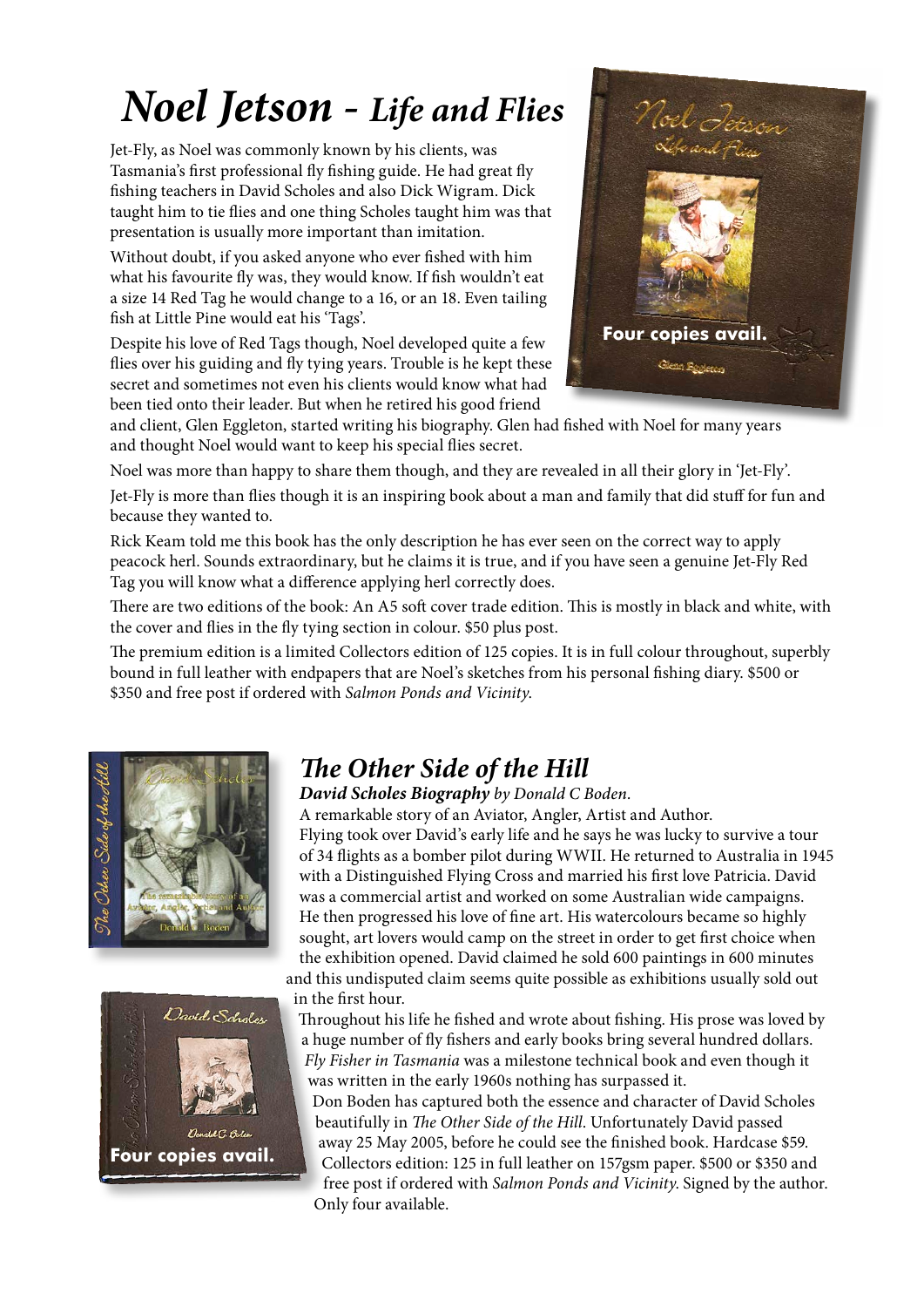# *Noel Jetson - Life and Flies*

Jet-Fly, as Noel was commonly known by his clients, was Tasmania's first professional fly fishing guide. He had great fly fishing teachers in David Scholes and also Dick Wigram. Dick taught him to tie flies and one thing Scholes taught him was that presentation is usually more important than imitation.

Without doubt, if you asked anyone who ever fished with him what his favourite fly was, they would know. If fish wouldn't eat a size 14 Red Tag he would change to a 16, or an 18. Even tailing fish at Little Pine would eat his 'Tags'.

Despite his love of Red Tags though, Noel developed quite a few flies over his guiding and fly tying years. Trouble is he kept these secret and sometimes not even his clients would know what had been tied onto their leader. But when he retired his good friend and client, Glen Eggleton, started writing his biography. Glen had fished with Noel for many years and thought Noel would want to keep his special flies secret.

**Four copies avail.**

Noel was more than happy to share them though, and they are revealed in all their glory in 'Jet-Fly'.

Jet-Fly is more than flies though it is an inspiring book about a man and family that did stuff for fun and because they wanted to.

Rick Keam told me this book has the only description he has ever seen on the correct way to apply peacock herl. Sounds extraordinary, but he claims it is true, and if you have seen a genuine Jet-Fly Red Tag you will know what a difference applying herl correctly does.

There are two editions of the book: An A5 soft cover trade edition. This is mostly in black and white, with the cover and flies in the fly tying section in colour. $50 plus post.

The premium edition is a limited Collectors edition of 125 copies. It is in full colour throughout, superbly bound in full leather with endpapers that are Noel's sketches from his personal fishing diary. $500 or $350 and free post if ordered with *Salmon Ponds and Vicinity*.

## *The Other Side of the Hill*

***David Scholes Biography*** *by Donald C Boden*.

A remarkable story of an Aviator, Angler, Artist and Author.

Flying took over David's early life and he says he was lucky to survive a tour of 34 flights as a bomber pilot during WWII. He returned to Australia in 1945 with a Distinguished Flying Cross and married his first love Patricia. David was a commercial artist and worked on some Australian wide campaigns. He then progressed his love of fine art. His watercolours became so highly sought, art lovers would camp on the street in order to get first choice when the exhibition opened. David claimed he sold 600 paintings in 600 minutes and this undisputed claim seems quite possible as exhibitions usually sold out in the first hour.

Throughout his life he fished and wrote about fishing. His prose was loved by a huge number of fly fishers and early books bring several hundred dollars. *Fly Fisher in Tasmania* was a milestone technical book and even though it was written in the early 1960s nothing has surpassed it.

Don Boden has captured both the essence and character of David Scholes beautifully in *The Other Side of the Hill*. Unfortunately David passed away 25 May 2005, before he could see the finished book. Hardcase $59. Collectors edition: 125 in full leather on 157gsm paper. $500 or $350 and free post if ordered with *Salmon Ponds and Vicinity*. Signed by the author. Only four available.

**Four copies avail.**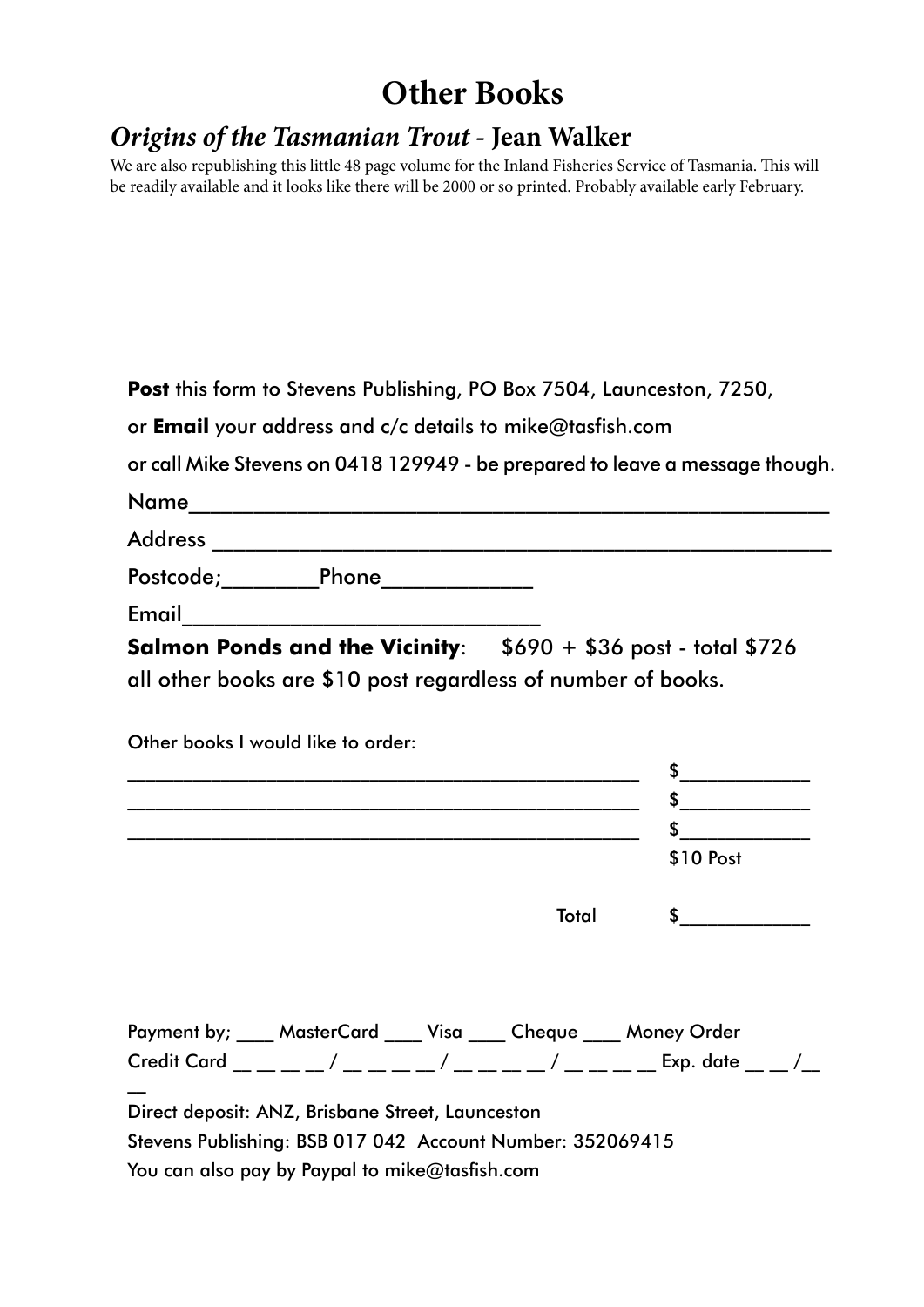# Other Books

## *Origins of the Tasmanian Trout* - Jean Walker

We are also republishing this little 48 page volume for the Inland Fisheries Service of Tasmania. This will be readily available and it looks like there will be 2000 or so printed. Probably available early February.

**Post** this form to Stevens Publishing, PO Box 7504, Launceston, 7250,

or **Email** your address and c/c details to mike@tasfish.com

or call Mike Stevens on 0418 129949 - be prepared to leave a message though.

Name______________________________________________________

Address ____________________________________________________

Postcode;________Phone____________

Email______________________________

**Salmon Ponds and the Vicinity**: $690 + $36 post - total $726

all other books are $10 post regardless of number of books.

Other books I would like to order:

| | |
|---|---|
| _______________________________________________ | $____________ |
| _______________________________________________ | $____________ |
| _______________________________________________ | $____________ |
| | $10 Post |
| Total | $____________ |

Payment by; ____ MasterCard ____ Visa ____ Cheque ____ Money Order

Credit Card __ __ __ __ / __ __ __ __ / __ __ __ __ / __ __ __ __ Exp. date __ __ /__ __

Direct deposit: ANZ, Brisbane Street, Launceston

Stevens Publishing: BSB 017 042 Account Number: 352069415

You can also pay by Paypal to mike@tasfish.com